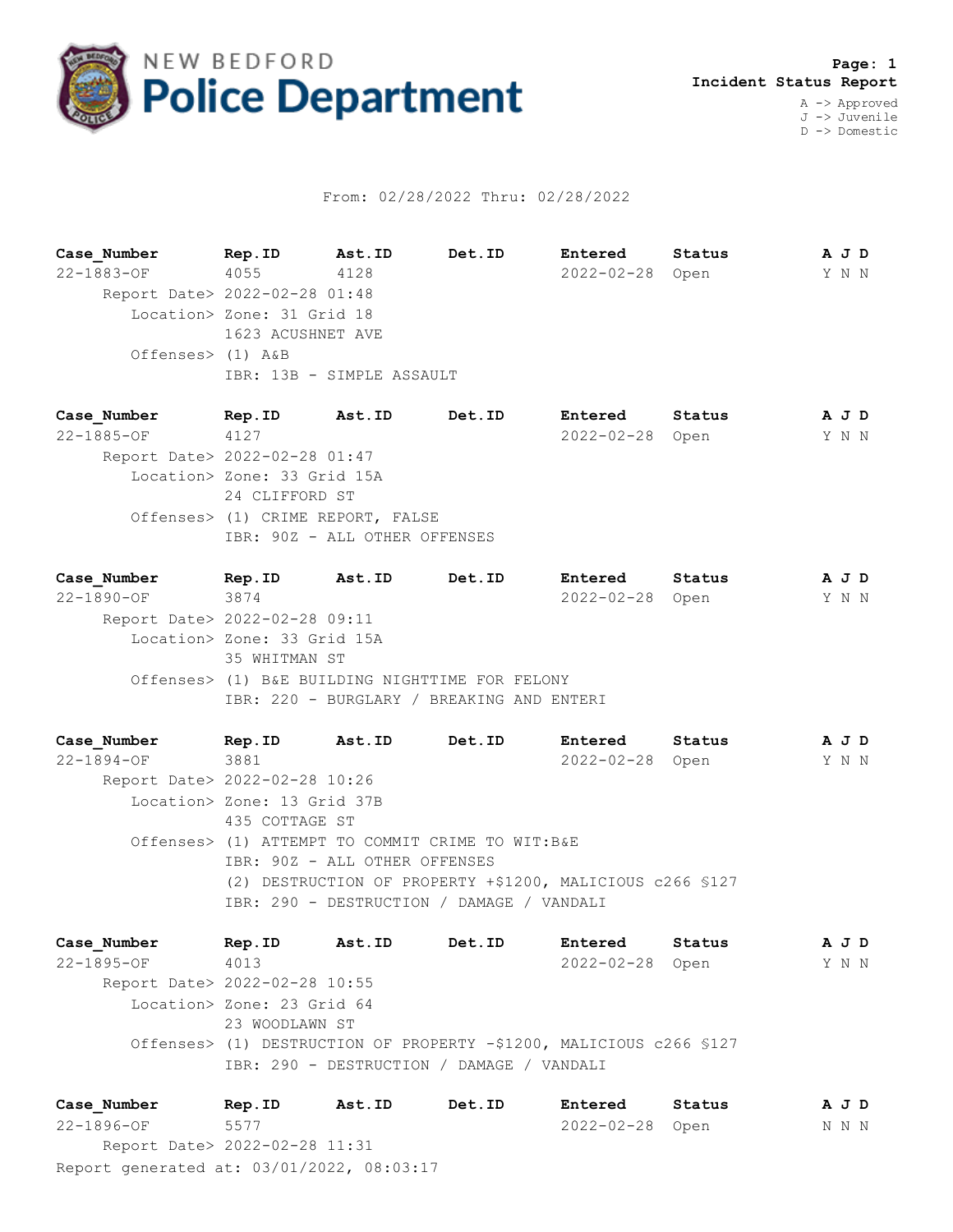NEW BEDFORD **Police Department**

**Page: 1**
**Incident Status Report**

A -> Approved
J -> Juvenile
D -> Domestic

From: 02/28/2022 Thru: 02/28/2022

| Case_Number | Rep.ID | Ast.ID | Det.ID | Entered | Status | A J D |
|---|---|---|---|---|---|---|
| 22-1883-OF | 4055 | 4128 | | 2022-02-28 | Open | Y N N |

Report Date> 2022-02-28 01:48
Location> Zone: 31 Grid 18
1623 ACUSHNET AVE
Offenses> (1) A&B
IBR: 13B - SIMPLE ASSAULT

| Case_Number | Rep.ID | Ast.ID | Det.ID | Entered | Status | A J D |
|---|---|---|---|---|---|---|
| 22-1885-OF | 4127 | | | 2022-02-28 | Open | Y N N |

Report Date> 2022-02-28 01:47
Location> Zone: 33 Grid 15A
24 CLIFFORD ST
Offenses> (1) CRIME REPORT, FALSE
IBR: 90Z - ALL OTHER OFFENSES

| Case_Number | Rep.ID | Ast.ID | Det.ID | Entered | Status | A J D |
|---|---|---|---|---|---|---|
| 22-1890-OF | 3874 | | | 2022-02-28 | Open | Y N N |

Report Date> 2022-02-28 09:11
Location> Zone: 33 Grid 15A
35 WHITMAN ST
Offenses> (1) B&E BUILDING NIGHTTIME FOR FELONY
IBR: 220 - BURGLARY / BREAKING AND ENTERI

| Case_Number | Rep.ID | Ast.ID | Det.ID | Entered | Status | A J D |
|---|---|---|---|---|---|---|
| 22-1894-OF | 3881 | | | 2022-02-28 | Open | Y N N |

Report Date> 2022-02-28 10:26
Location> Zone: 13 Grid 37B
435 COTTAGE ST
Offenses> (1) ATTEMPT TO COMMIT CRIME TO WIT:B&E
IBR: 90Z - ALL OTHER OFFENSES
(2) DESTRUCTION OF PROPERTY +$1200, MALICIOUS c266 §127
IBR: 290 - DESTRUCTION / DAMAGE / VANDALI

| Case_Number | Rep.ID | Ast.ID | Det.ID | Entered | Status | A J D |
|---|---|---|---|---|---|---|
| 22-1895-OF | 4013 | | | 2022-02-28 | Open | Y N N |

Report Date> 2022-02-28 10:55
Location> Zone: 23 Grid 64
23 WOODLAWN ST
Offenses> (1) DESTRUCTION OF PROPERTY -$1200, MALICIOUS c266 §127
IBR: 290 - DESTRUCTION / DAMAGE / VANDALI

| Case_Number | Rep.ID | Ast.ID | Det.ID | Entered | Status | A J D |
|---|---|---|---|---|---|---|
| 22-1896-OF | 5577 | | | 2022-02-28 | Open | N N N |

Report Date> 2022-02-28 11:31

Report generated at: 03/01/2022, 08:03:17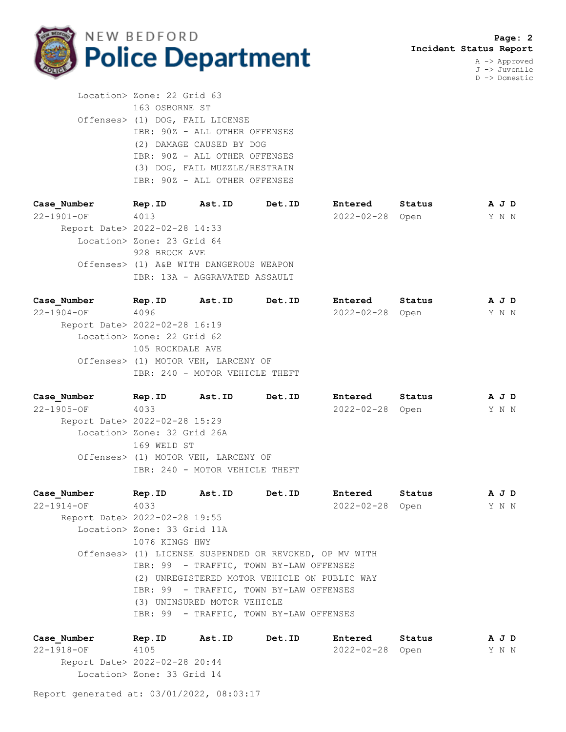Location> Zone: 22 Grid 63
163 OSBORNE ST
Offenses> (1) DOG, FAIL LICENSE
IBR: 90Z - ALL OTHER OFFENSES
(2) DAMAGE CAUSED BY DOG
IBR: 90Z - ALL OTHER OFFENSES
(3) DOG, FAIL MUZZLE/RESTRAIN
IBR: 90Z - ALL OTHER OFFENSES

| Case_Number | Rep.ID | Ast.ID | Det.ID | Entered | Status | A J D |
|---|---|---|---|---|---|---|
| 22-1901-OF | 4013 | | | 2022-02-28 | Open | Y N N |

Report Date> 2022-02-28 14:33
Location> Zone: 23 Grid 64
928 BROCK AVE
Offenses> (1) A&B WITH DANGEROUS WEAPON
IBR: 13A - AGGRAVATED ASSAULT

| Case_Number | Rep.ID | Ast.ID | Det.ID | Entered | Status | A J D |
|---|---|---|---|---|---|---|
| 22-1904-OF | 4096 | | | 2022-02-28 | Open | Y N N |

Report Date> 2022-02-28 16:19
Location> Zone: 22 Grid 62
105 ROCKDALE AVE
Offenses> (1) MOTOR VEH, LARCENY OF
IBR: 240 - MOTOR VEHICLE THEFT

| Case_Number | Rep.ID | Ast.ID | Det.ID | Entered | Status | A J D |
|---|---|---|---|---|---|---|
| 22-1905-OF | 4033 | | | 2022-02-28 | Open | Y N N |

Report Date> 2022-02-28 15:29
Location> Zone: 32 Grid 26A
169 WELD ST
Offenses> (1) MOTOR VEH, LARCENY OF
IBR: 240 - MOTOR VEHICLE THEFT

| Case_Number | Rep.ID | Ast.ID | Det.ID | Entered | Status | A J D |
|---|---|---|---|---|---|---|
| 22-1914-OF | 4033 | | | 2022-02-28 | Open | Y N N |

Report Date> 2022-02-28 19:55
Location> Zone: 33 Grid 11A
1076 KINGS HWY
Offenses> (1) LICENSE SUSPENDED OR REVOKED, OP MV WITH
IBR: 99 - TRAFFIC, TOWN BY-LAW OFFENSES
(2) UNREGISTERED MOTOR VEHICLE ON PUBLIC WAY
IBR: 99 - TRAFFIC, TOWN BY-LAW OFFENSES
(3) UNINSURED MOTOR VEHICLE
IBR: 99 - TRAFFIC, TOWN BY-LAW OFFENSES

| Case_Number | Rep.ID | Ast.ID | Det.ID | Entered | Status | A J D |
|---|---|---|---|---|---|---|
| 22-1918-OF | 4105 | | | 2022-02-28 | Open | Y N N |

Report Date> 2022-02-28 20:44
Location> Zone: 33 Grid 14

Report generated at: 03/01/2022, 08:03:17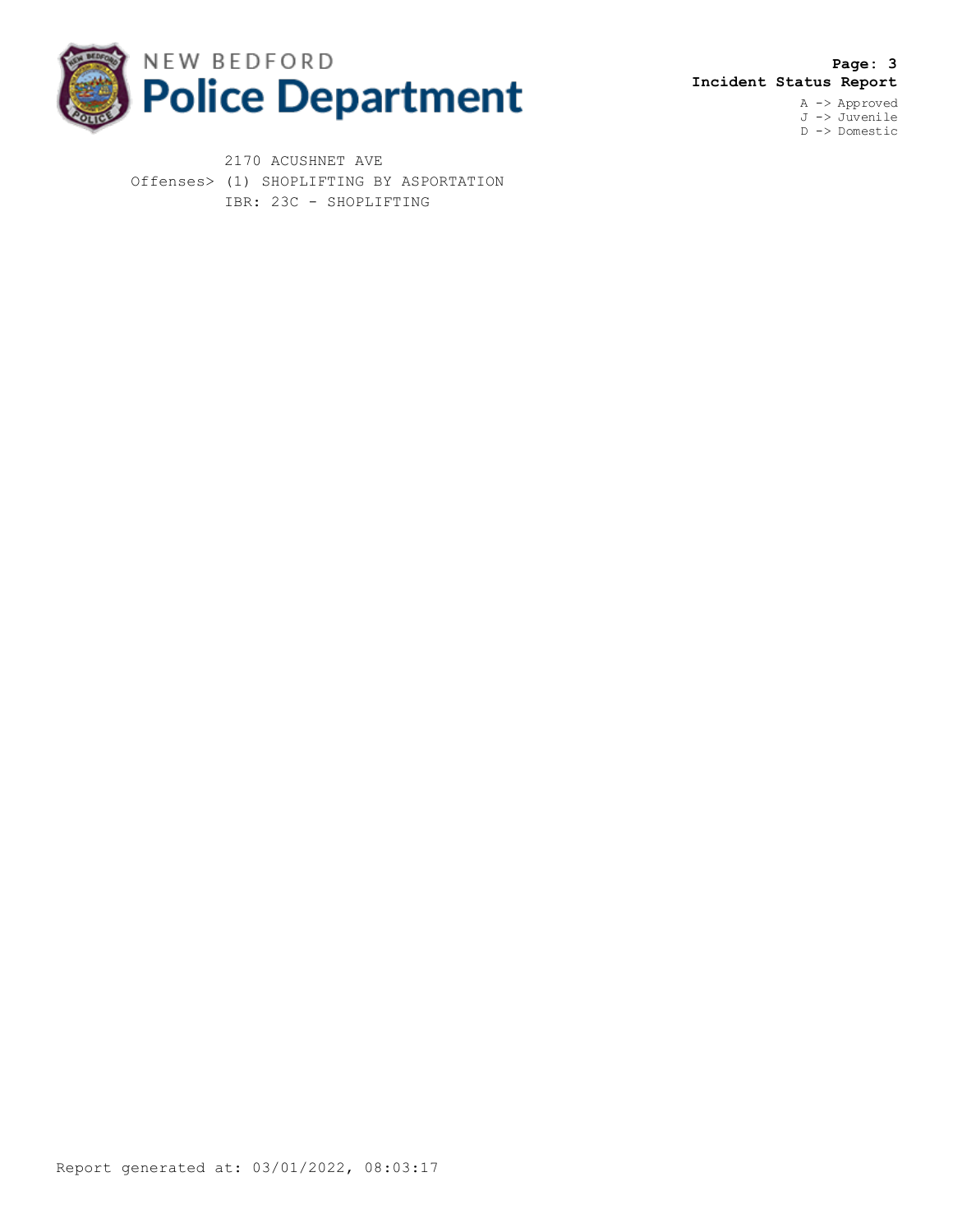2170 ACUSHNET AVE

Offenses> (1) SHOPLIFTING BY ASPORTATION

IBR: 23C - SHOPLIFTING